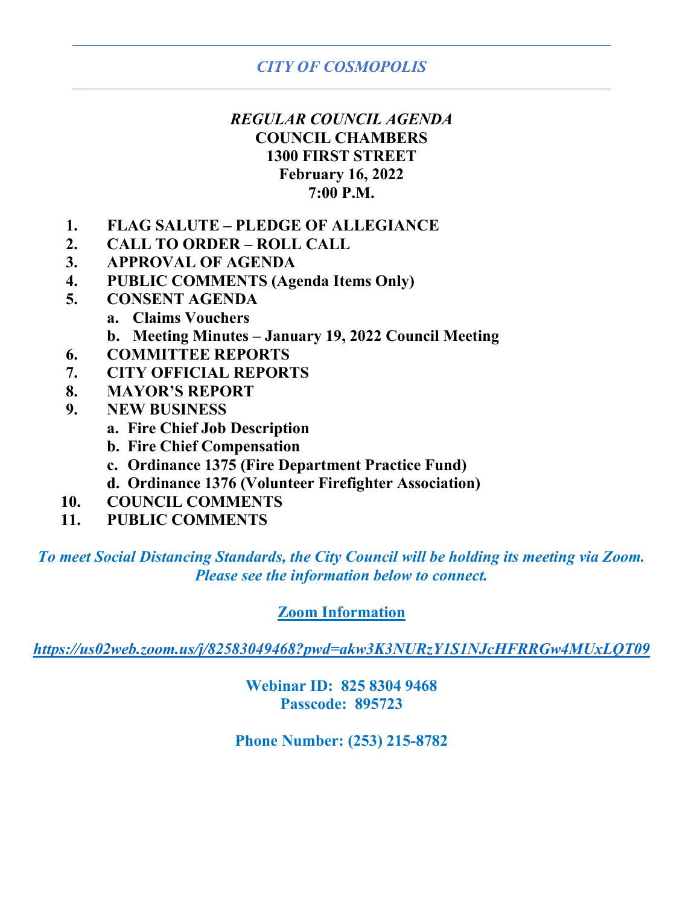# *CITY OF COSMOPOLIS*

***REGULAR COUNCIL AGENDA***
**COUNCIL CHAMBERS**
**1300 FIRST STREET**
**February 16, 2022**
**7:00 P.M.**

1. **FLAG SALUTE – PLEDGE OF ALLEGIANCE**
2. **CALL TO ORDER – ROLL CALL**
3. **APPROVAL OF AGENDA**
4. **PUBLIC COMMENTS (Agenda Items Only)**
5. **CONSENT AGENDA**
   a. **Claims Vouchers**
   b. **Meeting Minutes – January 19, 2022 Council Meeting**
6. **COMMITTEE REPORTS**
7. **CITY OFFICIAL REPORTS**
8. **MAYOR'S REPORT**
9. **NEW BUSINESS**
   a. **Fire Chief Job Description**
   b. **Fire Chief Compensation**
   c. **Ordinance 1375 (Fire Department Practice Fund)**
   d. **Ordinance 1376 (Volunteer Firefighter Association)**
10. **COUNCIL COMMENTS**
11. **PUBLIC COMMENTS**

***To meet Social Distancing Standards, the City Council will be holding its meeting via Zoom. Please see the information below to connect.***

**Zoom Information**

***https://us02web.zoom.us/j/82583049468?pwd=akw3K3NURzY1S1NJcHFRRGw4MUxLQT09***

**Webinar ID: 825 8304 9468**
**Passcode: 895723**

**Phone Number: (253) 215-8782**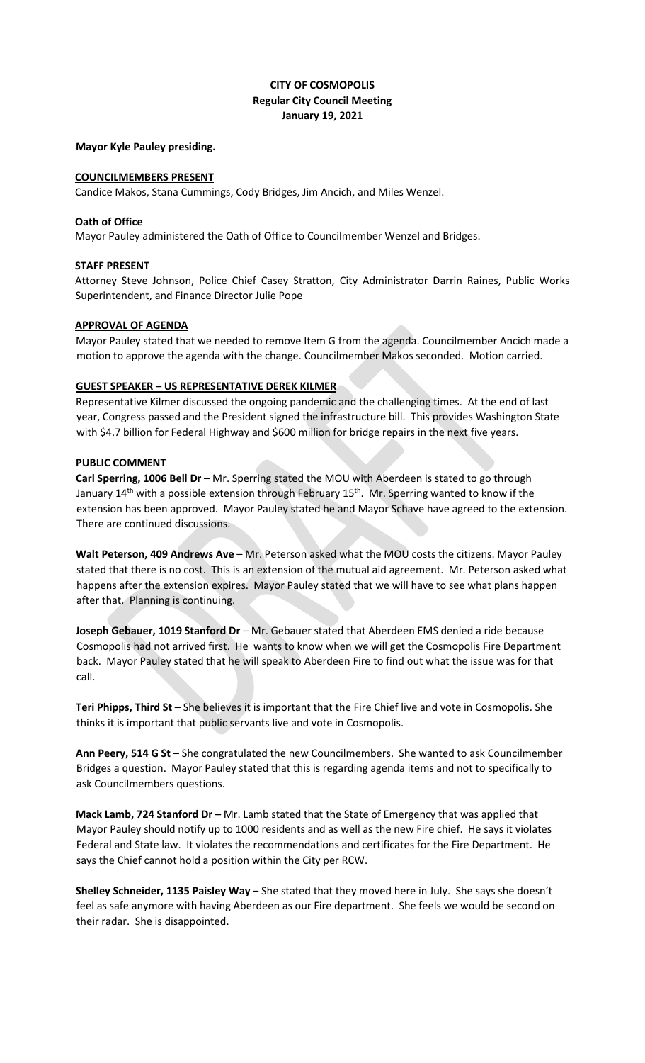**CITY OF COSMOPOLIS**
**Regular City Council Meeting**
**January 19, 2021**

**Mayor Kyle Pauley presiding.**

**COUNCILMEMBERS PRESENT**

Candice Makos, Stana Cummings, Cody Bridges, Jim Ancich, and Miles Wenzel.

**Oath of Office**

Mayor Pauley administered the Oath of Office to Councilmember Wenzel and Bridges.

**STAFF PRESENT**

Attorney Steve Johnson, Police Chief Casey Stratton, City Administrator Darrin Raines, Public Works Superintendent, and Finance Director Julie Pope

**APPROVAL OF AGENDA**

Mayor Pauley stated that we needed to remove Item G from the agenda. Councilmember Ancich made a motion to approve the agenda with the change. Councilmember Makos seconded. Motion carried.

**GUEST SPEAKER – US REPRESENTATIVE DEREK KILMER**

Representative Kilmer discussed the ongoing pandemic and the challenging times. At the end of last year, Congress passed and the President signed the infrastructure bill. This provides Washington State with $4.7 billion for Federal Highway and $600 million for bridge repairs in the next five years.

**PUBLIC COMMENT**

**Carl Sperring, 1006 Bell Dr** – Mr. Sperring stated the MOU with Aberdeen is stated to go through January 14th with a possible extension through February 15th. Mr. Sperring wanted to know if the extension has been approved. Mayor Pauley stated he and Mayor Schave have agreed to the extension. There are continued discussions.

**Walt Peterson, 409 Andrews Ave** – Mr. Peterson asked what the MOU costs the citizens. Mayor Pauley stated that there is no cost. This is an extension of the mutual aid agreement. Mr. Peterson asked what happens after the extension expires. Mayor Pauley stated that we will have to see what plans happen after that. Planning is continuing.

**Joseph Gebauer, 1019 Stanford Dr** – Mr. Gebauer stated that Aberdeen EMS denied a ride because Cosmopolis had not arrived first. He wants to know when we will get the Cosmopolis Fire Department back. Mayor Pauley stated that he will speak to Aberdeen Fire to find out what the issue was for that call.

**Teri Phipps, Third St** – She believes it is important that the Fire Chief live and vote in Cosmopolis. She thinks it is important that public servants live and vote in Cosmopolis.

**Ann Peery, 514 G St** – She congratulated the new Councilmembers. She wanted to ask Councilmember Bridges a question. Mayor Pauley stated that this is regarding agenda items and not to specifically to ask Councilmembers questions.

**Mack Lamb, 724 Stanford Dr –** Mr. Lamb stated that the State of Emergency that was applied that Mayor Pauley should notify up to 1000 residents and as well as the new Fire chief. He says it violates Federal and State law. It violates the recommendations and certificates for the Fire Department. He says the Chief cannot hold a position within the City per RCW.

**Shelley Schneider, 1135 Paisley Way** – She stated that they moved here in July. She says she doesn't feel as safe anymore with having Aberdeen as our Fire department. She feels we would be second on their radar. She is disappointed.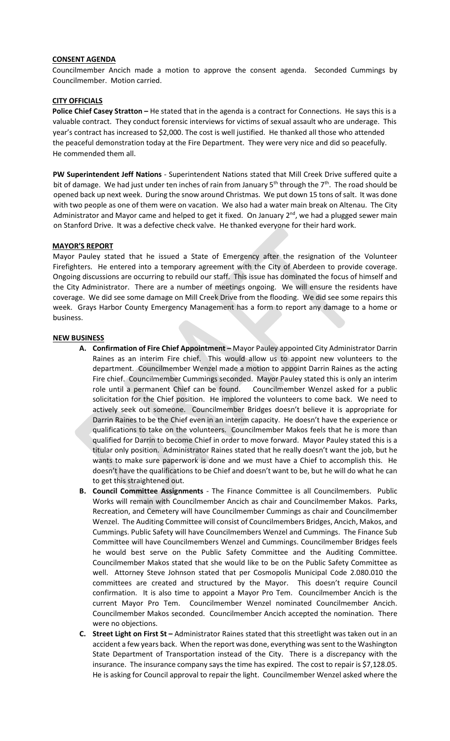**CONSENT AGENDA**

Councilmember Ancich made a motion to approve the consent agenda. Seconded Cummings by Councilmember. Motion carried.

**CITY OFFICIALS**

**Police Chief Casey Stratton –** He stated that in the agenda is a contract for Connections. He says this is a valuable contract. They conduct forensic interviews for victims of sexual assault who are underage. This year's contract has increased to $2,000. The cost is well justified. He thanked all those who attended the peaceful demonstration today at the Fire Department. They were very nice and did so peacefully. He commended them all.

**PW Superintendent Jeff Nations** - Superintendent Nations stated that Mill Creek Drive suffered quite a bit of damage. We had just under ten inches of rain from January 5th through the 7th. The road should be opened back up next week. During the snow around Christmas. We put down 15 tons of salt. It was done with two people as one of them were on vacation. We also had a water main break on Altenau. The City Administrator and Mayor came and helped to get it fixed. On January 2nd, we had a plugged sewer main on Stanford Drive. It was a defective check valve. He thanked everyone for their hard work.

**MAYOR'S REPORT**

Mayor Pauley stated that he issued a State of Emergency after the resignation of the Volunteer Firefighters. He entered into a temporary agreement with the City of Aberdeen to provide coverage. Ongoing discussions are occurring to rebuild our staff. This issue has dominated the focus of himself and the City Administrator. There are a number of meetings ongoing. We will ensure the residents have coverage. We did see some damage on Mill Creek Drive from the flooding. We did see some repairs this week. Grays Harbor County Emergency Management has a form to report any damage to a home or business.

**NEW BUSINESS**

- **A. Confirmation of Fire Chief Appointment –** Mayor Pauley appointed City Administrator Darrin Raines as an interim Fire chief. This would allow us to appoint new volunteers to the department. Councilmember Wenzel made a motion to appoint Darrin Raines as the acting Fire chief. Councilmember Cummings seconded. Mayor Pauley stated this is only an interim role until a permanent Chief can be found. Councilmember Wenzel asked for a public solicitation for the Chief position. He implored the volunteers to come back. We need to actively seek out someone. Councilmember Bridges doesn't believe it is appropriate for Darrin Raines to be the Chief even in an interim capacity. He doesn't have the experience or qualifications to take on the volunteers. Councilmember Makos feels that he is more than qualified for Darrin to become Chief in order to move forward. Mayor Pauley stated this is a titular only position. Administrator Raines stated that he really doesn't want the job, but he wants to make sure paperwork is done and we must have a Chief to accomplish this. He doesn't have the qualifications to be Chief and doesn't want to be, but he will do what he can to get this straightened out.
- **B. Council Committee Assignments** - The Finance Committee is all Councilmembers. Public Works will remain with Councilmember Ancich as chair and Councilmember Makos. Parks, Recreation, and Cemetery will have Councilmember Cummings as chair and Councilmember Wenzel. The Auditing Committee will consist of Councilmembers Bridges, Ancich, Makos, and Cummings. Public Safety will have Councilmembers Wenzel and Cummings. The Finance Sub Committee will have Councilmembers Wenzel and Cummings. Councilmember Bridges feels he would best serve on the Public Safety Committee and the Auditing Committee. Councilmember Makos stated that she would like to be on the Public Safety Committee as well. Attorney Steve Johnson stated that per Cosmopolis Municipal Code 2.080.010 the committees are created and structured by the Mayor. This doesn't require Council confirmation. It is also time to appoint a Mayor Pro Tem. Councilmember Ancich is the current Mayor Pro Tem. Councilmember Wenzel nominated Councilmember Ancich. Councilmember Makos seconded. Councilmember Ancich accepted the nomination. There were no objections.
- **C. Street Light on First St –** Administrator Raines stated that this streetlight was taken out in an accident a few years back. When the report was done, everything was sent to the Washington State Department of Transportation instead of the City. There is a discrepancy with the insurance. The insurance company says the time has expired. The cost to repair is $7,128.05. He is asking for Council approval to repair the light. Councilmember Wenzel asked where the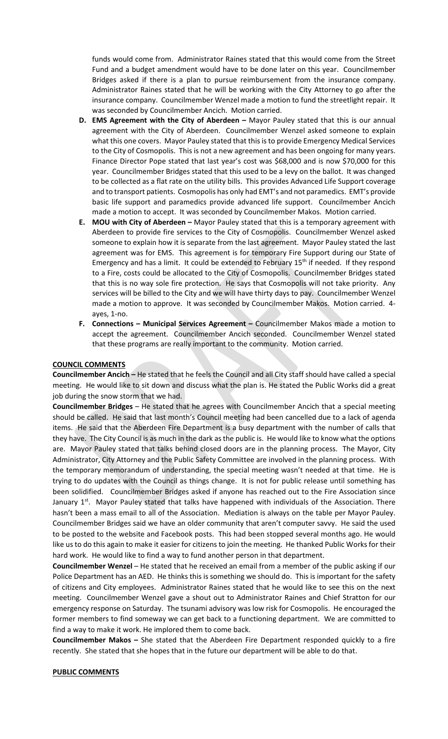funds would come from. Administrator Raines stated that this would come from the Street Fund and a budget amendment would have to be done later on this year. Councilmember Bridges asked if there is a plan to pursue reimbursement from the insurance company. Administrator Raines stated that he will be working with the City Attorney to go after the insurance company. Councilmember Wenzel made a motion to fund the streetlight repair. It was seconded by Councilmember Ancich. Motion carried.

**D. EMS Agreement with the City of Aberdeen –** Mayor Pauley stated that this is our annual agreement with the City of Aberdeen. Councilmember Wenzel asked someone to explain what this one covers. Mayor Pauley stated that this is to provide Emergency Medical Services to the City of Cosmopolis. This is not a new agreement and has been ongoing for many years. Finance Director Pope stated that last year's cost was $68,000 and is now $70,000 for this year. Councilmember Bridges stated that this used to be a levy on the ballot. It was changed to be collected as a flat rate on the utility bills. This provides Advanced Life Support coverage and to transport patients. Cosmopolis has only had EMT's and not paramedics. EMT's provide basic life support and paramedics provide advanced life support. Councilmember Ancich made a motion to accept. It was seconded by Councilmember Makos. Motion carried.

**E. MOU with City of Aberdeen –** Mayor Pauley stated that this is a temporary agreement with Aberdeen to provide fire services to the City of Cosmopolis. Councilmember Wenzel asked someone to explain how it is separate from the last agreement. Mayor Pauley stated the last agreement was for EMS. This agreement is for temporary Fire Support during our State of Emergency and has a limit. It could be extended to February 15th if needed. If they respond to a Fire, costs could be allocated to the City of Cosmopolis. Councilmember Bridges stated that this is no way sole fire protection. He says that Cosmopolis will not take priority. Any services will be billed to the City and we will have thirty days to pay. Councilmember Wenzel made a motion to approve. It was seconded by Councilmember Makos. Motion carried. 4-ayes, 1-no.

**F. Connections – Municipal Services Agreement –** Councilmember Makos made a motion to accept the agreement. Councilmember Ancich seconded. Councilmember Wenzel stated that these programs are really important to the community. Motion carried.

**COUNCIL COMMENTS**

**Councilmember Ancich –** He stated that he feels the Council and all City staff should have called a special meeting. He would like to sit down and discuss what the plan is. He stated the Public Works did a great job during the snow storm that we had.

**Councilmember Bridges** – He stated that he agrees with Councilmember Ancich that a special meeting should be called. He said that last month's Council meeting had been cancelled due to a lack of agenda items. He said that the Aberdeen Fire Department is a busy department with the number of calls that they have. The City Council is as much in the dark as the public is. He would like to know what the options are. Mayor Pauley stated that talks behind closed doors are in the planning process. The Mayor, City Administrator, City Attorney and the Public Safety Committee are involved in the planning process. With the temporary memorandum of understanding, the special meeting wasn't needed at that time. He is trying to do updates with the Council as things change. It is not for public release until something has been solidified. Councilmember Bridges asked if anyone has reached out to the Fire Association since January 1st. Mayor Pauley stated that talks have happened with individuals of the Association. There hasn't been a mass email to all of the Association. Mediation is always on the table per Mayor Pauley. Councilmember Bridges said we have an older community that aren't computer savvy. He said the used to be posted to the website and Facebook posts. This had been stopped several months ago. He would like us to do this again to make it easier for citizens to join the meeting. He thanked Public Works for their hard work. He would like to find a way to fund another person in that department.

**Councilmember Wenzel** – He stated that he received an email from a member of the public asking if our Police Department has an AED. He thinks this is something we should do. This is important for the safety of citizens and City employees. Administrator Raines stated that he would like to see this on the next meeting. Councilmember Wenzel gave a shout out to Administrator Raines and Chief Stratton for our emergency response on Saturday. The tsunami advisory was low risk for Cosmopolis. He encouraged the former members to find someway we can get back to a functioning department. We are committed to find a way to make it work. He implored them to come back.

**Councilmember Makos –** She stated that the Aberdeen Fire Department responded quickly to a fire recently. She stated that she hopes that in the future our department will be able to do that.

**PUBLIC COMMENTS**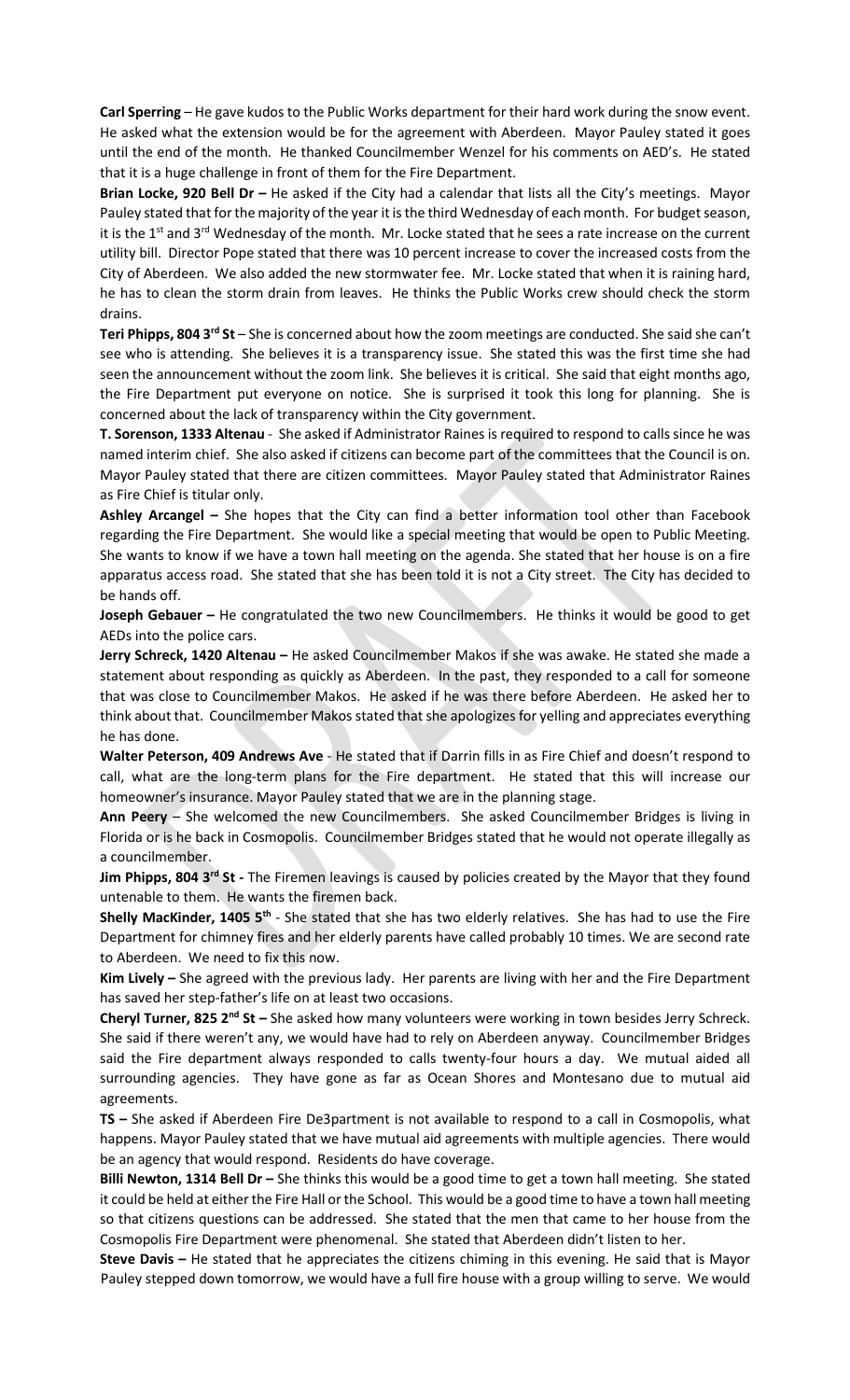**Carl Sperring** – He gave kudos to the Public Works department for their hard work during the snow event. He asked what the extension would be for the agreement with Aberdeen. Mayor Pauley stated it goes until the end of the month. He thanked Councilmember Wenzel for his comments on AED's. He stated that it is a huge challenge in front of them for the Fire Department.

**Brian Locke, 920 Bell Dr –** He asked if the City had a calendar that lists all the City's meetings. Mayor Pauley stated that for the majority of the year it is the third Wednesday of each month. For budget season, it is the 1st and 3rd Wednesday of the month. Mr. Locke stated that he sees a rate increase on the current utility bill. Director Pope stated that there was 10 percent increase to cover the increased costs from the City of Aberdeen. We also added the new stormwater fee. Mr. Locke stated that when it is raining hard, he has to clean the storm drain from leaves. He thinks the Public Works crew should check the storm drains.

**Teri Phipps, 804 3rd St** – She is concerned about how the zoom meetings are conducted. She said she can't see who is attending. She believes it is a transparency issue. She stated this was the first time she had seen the announcement without the zoom link. She believes it is critical. She said that eight months ago, the Fire Department put everyone on notice. She is surprised it took this long for planning. She is concerned about the lack of transparency within the City government.

**T. Sorenson, 1333 Altenau** - She asked if Administrator Raines is required to respond to calls since he was named interim chief. She also asked if citizens can become part of the committees that the Council is on. Mayor Pauley stated that there are citizen committees. Mayor Pauley stated that Administrator Raines as Fire Chief is titular only.

**Ashley Arcangel –** She hopes that the City can find a better information tool other than Facebook regarding the Fire Department. She would like a special meeting that would be open to Public Meeting. She wants to know if we have a town hall meeting on the agenda. She stated that her house is on a fire apparatus access road. She stated that she has been told it is not a City street. The City has decided to be hands off.

**Joseph Gebauer –** He congratulated the two new Councilmembers. He thinks it would be good to get AEDs into the police cars.

**Jerry Schreck, 1420 Altenau –** He asked Councilmember Makos if she was awake. He stated she made a statement about responding as quickly as Aberdeen. In the past, they responded to a call for someone that was close to Councilmember Makos. He asked if he was there before Aberdeen. He asked her to think about that. Councilmember Makos stated that she apologizes for yelling and appreciates everything he has done.

**Walter Peterson, 409 Andrews Ave** - He stated that if Darrin fills in as Fire Chief and doesn't respond to call, what are the long-term plans for the Fire department. He stated that this will increase our homeowner's insurance. Mayor Pauley stated that we are in the planning stage.

**Ann Peery** – She welcomed the new Councilmembers. She asked Councilmember Bridges is living in Florida or is he back in Cosmopolis. Councilmember Bridges stated that he would not operate illegally as a councilmember.

**Jim Phipps, 804 3rd St -** The Firemen leavings is caused by policies created by the Mayor that they found untenable to them. He wants the firemen back.

**Shelly MacKinder, 1405 5th** - She stated that she has two elderly relatives. She has had to use the Fire Department for chimney fires and her elderly parents have called probably 10 times. We are second rate to Aberdeen. We need to fix this now.

**Kim Lively –** She agreed with the previous lady. Her parents are living with her and the Fire Department has saved her step-father's life on at least two occasions.

**Cheryl Turner, 825 2nd St –** She asked how many volunteers were working in town besides Jerry Schreck. She said if there weren't any, we would have had to rely on Aberdeen anyway. Councilmember Bridges said the Fire department always responded to calls twenty-four hours a day. We mutual aided all surrounding agencies. They have gone as far as Ocean Shores and Montesano due to mutual aid agreements.

**TS –** She asked if Aberdeen Fire De3partment is not available to respond to a call in Cosmopolis, what happens. Mayor Pauley stated that we have mutual aid agreements with multiple agencies. There would be an agency that would respond. Residents do have coverage.

**Billi Newton, 1314 Bell Dr –** She thinks this would be a good time to get a town hall meeting. She stated it could be held at either the Fire Hall or the School. This would be a good time to have a town hall meeting so that citizens questions can be addressed. She stated that the men that came to her house from the Cosmopolis Fire Department were phenomenal. She stated that Aberdeen didn't listen to her.

**Steve Davis –** He stated that he appreciates the citizens chiming in this evening. He said that is Mayor Pauley stepped down tomorrow, we would have a full fire house with a group willing to serve. We would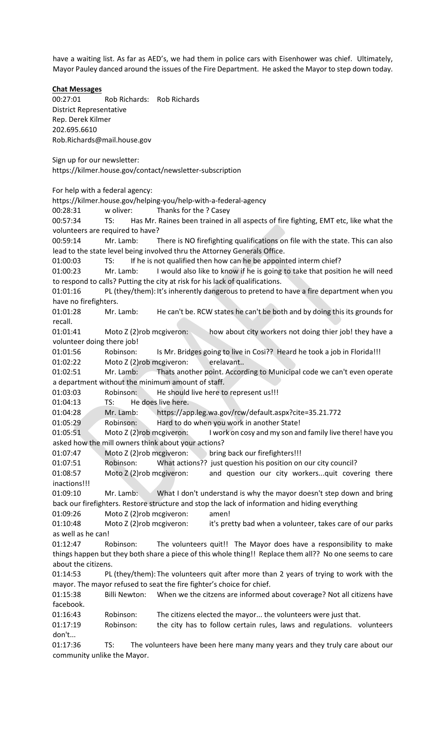have a waiting list. As far as AED's, we had them in police cars with Eisenhower was chief. Ultimately, Mayor Pauley danced around the issues of the Fire Department. He asked the Mayor to step down today.

**Chat Messages**

00:27:01 Rob Richards: Rob Richards
District Representative
Rep. Derek Kilmer
202.695.6610
Rob.Richards@mail.house.gov

Sign up for our newsletter:
https://kilmer.house.gov/contact/newsletter-subscription

For help with a federal agency:
https://kilmer.house.gov/helping-you/help-with-a-federal-agency

00:28:31 w oliver: Thanks for the ? Casey

00:57:34 TS: Has Mr. Raines been trained in all aspects of fire fighting, EMT etc, like what the volunteers are required to have?

00:59:14 Mr. Lamb: There is NO firefighting qualifications on file with the state. This can also lead to the state level being involved thru the Attorney Generals Office.

01:00:03 TS: If he is not qualified then how can he be appointed interm chief?

01:00:23 Mr. Lamb: I would also like to know if he is going to take that position he will need to respond to calls? Putting the city at risk for his lack of qualifications.

01:01:16 PL (they/them): It's inherently dangerous to pretend to have a fire department when you have no firefighters.

01:01:28 Mr. Lamb: He can't be. RCW states he can't be both and by doing this its grounds for recall.

01:01:41 Moto Z (2)rob mcgiveron: how about city workers not doing thier job! they have a volunteer doing there job!

01:01:56 Robinson: Is Mr. Bridges going to live in Cosi?? Heard he took a job in Florida!!!

01:02:22 Moto Z (2)rob mcgiveron: erelavant..

01:02:51 Mr. Lamb: Thats another point. According to Municipal code we can't even operate a department without the minimum amount of staff.

01:03:03 Robinson: He should live here to represent us!!!

01:04:13 TS: He does live here.

01:04:28 Mr. Lamb: https://app.leg.wa.gov/rcw/default.aspx?cite=35.21.772

01:05:29 Robinson: Hard to do when you work in another State!

01:05:51 Moto Z (2)rob mcgiveron: I work on cosy and my son and family live there! have you asked how the mill owners think about your actions?

01:07:47 Moto Z (2)rob mcgiveron: bring back our firefighters!!!

01:07:51 Robinson: What actions?? just question his position on our city council?

01:08:57 Moto Z (2)rob mcgiveron: and question our city workers...quit covering there inactions!!!

01:09:10 Mr. Lamb: What I don't understand is why the mayor doesn't step down and bring back our firefighters. Restore structure and stop the lack of information and hiding everything

01:09:26 Moto Z (2)rob mcgiveron: amen!

01:10:48 Moto Z (2)rob mcgiveron: it's pretty bad when a volunteer, takes care of our parks as well as he can!

01:12:47 Robinson: The volunteers quit!! The Mayor does have a responsibility to make things happen but they both share a piece of this whole thing!! Replace them all?? No one seems to care about the citizens.

01:14:53 PL (they/them): The volunteers quit after more than 2 years of trying to work with the mayor. The mayor refused to seat the fire fighter's choice for chief.

01:15:38 Billi Newton: When we the citzens are informed about coverage? Not all citizens have facebook.

01:16:43 Robinson: The citizens elected the mayor... the volunteers were just that.

01:17:19 Robinson: the city has to follow certain rules, laws and regulations. volunteers don't...

01:17:36 TS: The volunteers have been here many many years and they truly care about our community unlike the Mayor.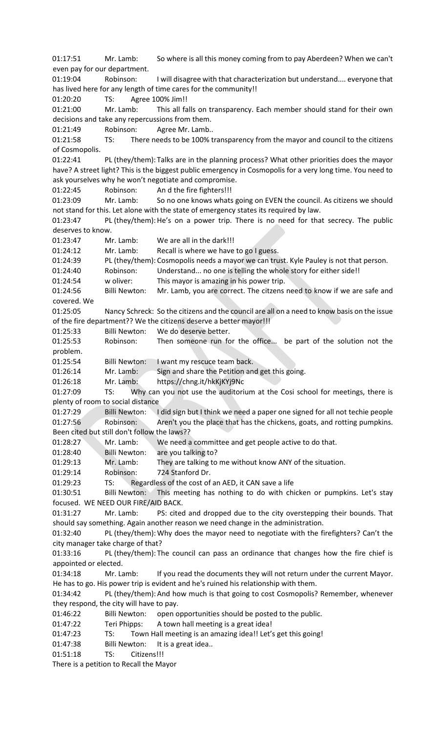01:17:51 Mr. Lamb: So where is all this money coming from to pay Aberdeen? When we can't even pay for our department.

01:19:04 Robinson: I will disagree with that characterization but understand.... everyone that has lived here for any length of time cares for the community!!

01:20:20 TS: Agree 100% Jim!!

01:21:00 Mr. Lamb: This all falls on transparency. Each member should stand for their own decisions and take any repercussions from them.

01:21:49 Robinson: Agree Mr. Lamb..

01:21:58 TS: There needs to be 100% transparency from the mayor and council to the citizens of Cosmopolis.

01:22:41 PL (they/them): Talks are in the planning process? What other priorities does the mayor have? A street light? This is the biggest public emergency in Cosmopolis for a very long time. You need to ask yourselves why he won't negotiate and compromise.

01:22:45 Robinson: An d the fire fighters!!!

01:23:09 Mr. Lamb: So no one knows whats going on EVEN the council. As citizens we should not stand for this. Let alone with the state of emergency states its required by law.

01:23:47 PL (they/them): He's on a power trip. There is no need for that secrecy. The public deserves to know.

01:23:47 Mr. Lamb: We are all in the dark!!!

01:24:12 Mr. Lamb: Recall is where we have to go I guess.

01:24:39 PL (they/them): Cosmopolis needs a mayor we can trust. Kyle Pauley is not that person.

01:24:40 Robinson: Understand... no one is telling the whole story for either side!!

01:24:54 w oliver: This mayor is amazing in his power trip.

01:24:56 Billi Newton: Mr. Lamb, you are correct. The citzens need to know if we are safe and covered. We

01:25:05 Nancy Schreck: So the citizens and the council are all on a need to know basis on the issue of the fire department?? We the citizens deserve a better mayor!!!

01:25:33 Billi Newton: We do deserve better.

01:25:53 Robinson: Then someone run for the office... be part of the solution not the problem.

01:25:54 Billi Newton: I want my rescuce team back.

01:26:14 Mr. Lamb: Sign and share the Petition and get this going.

01:26:18 Mr. Lamb: https://chng.it/hkKjKYj9Nc

01:27:09 TS: Why can you not use the auditorium at the Cosi school for meetings, there is plenty of room to social distance

01:27:29 Billi Newton: I did sign but I think we need a paper one signed for all not techie people

01:27:56 Robinson: Aren't you the place that has the chickens, goats, and rotting pumpkins. Been cited but still don't follow the laws??

01:28:27 Mr. Lamb: We need a committee and get people active to do that.

01:28:40 Billi Newton: are you talking to?

01:29:13 Mr. Lamb: They are talking to me without know ANY of the situation.

01:29:14 Robinson: 724 Stanford Dr.

01:29:23 TS: Regardless of the cost of an AED, it CAN save a life

01:30:51 Billi Newton: This meeting has nothing to do with chicken or pumpkins. Let's stay focused. WE NEED OUR FIRE/AID BACK.

01:31:27 Mr. Lamb: PS: cited and dropped due to the city overstepping their bounds. That should say something. Again another reason we need change in the administration.

01:32:40 PL (they/them): Why does the mayor need to negotiate with the firefighters? Can't the city manager take charge of that?

01:33:16 PL (they/them): The council can pass an ordinance that changes how the fire chief is appointed or elected.

01:34:18 Mr. Lamb: If you read the documents they will not return under the current Mayor. He has to go. His power trip is evident and he's ruined his relationship with them.

01:34:42 PL (they/them): And how much is that going to cost Cosmopolis? Remember, whenever they respond, the city will have to pay.

01:46:22 Billi Newton: open opportunities should be posted to the public.

01:47:22 Teri Phipps: A town hall meeting is a great idea!

01:47:23 TS: Town Hall meeting is an amazing idea!! Let's get this going!

01:47:38 Billi Newton: It is a great idea..

01:51:18 TS: Citizens!!!
There is a petition to Recall the Mayor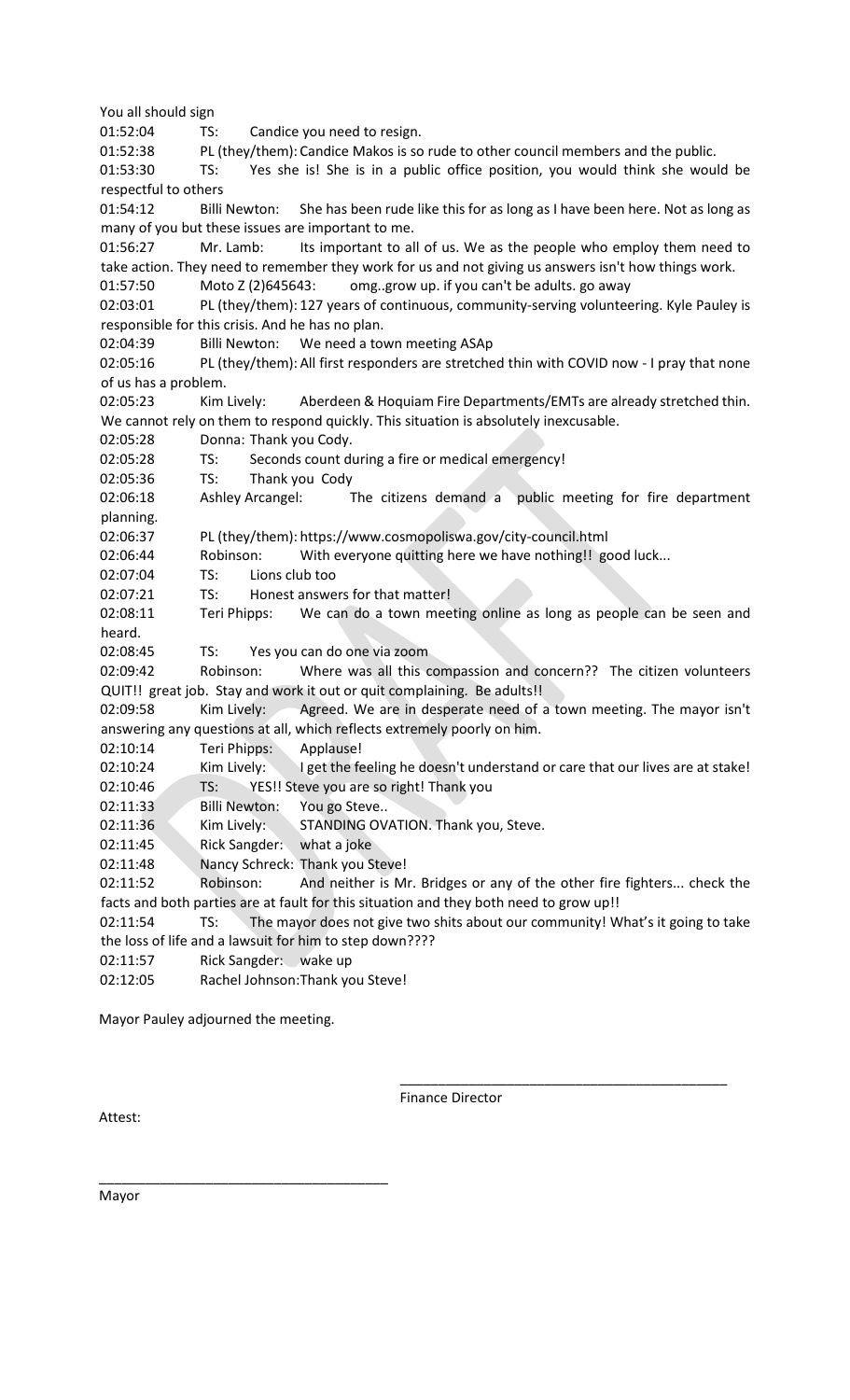You all should sign

01:52:04 TS: Candice you need to resign.

01:52:38 PL (they/them): Candice Makos is so rude to other council members and the public.

01:53:30 TS: Yes she is! She is in a public office position, you would think she would be respectful to others

01:54:12 Billi Newton: She has been rude like this for as long as I have been here. Not as long as many of you but these issues are important to me.

01:56:27 Mr. Lamb: Its important to all of us. We as the people who employ them need to take action. They need to remember they work for us and not giving us answers isn't how things work.

01:57:50 Moto Z (2)645643: omg..grow up. if you can't be adults. go away

02:03:01 PL (they/them): 127 years of continuous, community-serving volunteering. Kyle Pauley is responsible for this crisis. And he has no plan.

02:04:39 Billi Newton: We need a town meeting ASAp

02:05:16 PL (they/them): All first responders are stretched thin with COVID now - I pray that none of us has a problem.

02:05:23 Kim Lively: Aberdeen & Hoquiam Fire Departments/EMTs are already stretched thin. We cannot rely on them to respond quickly. This situation is absolutely inexcusable.

02:05:28 Donna: Thank you Cody.

02:05:28 TS: Seconds count during a fire or medical emergency!

02:05:36 TS: Thank you Cody

02:06:18 Ashley Arcangel: The citizens demand a public meeting for fire department planning.

02:06:37 PL (they/them): https://www.cosmopoliswa.gov/city-council.html

02:06:44 Robinson: With everyone quitting here we have nothing!! good luck...

02:07:04 TS: Lions club too

02:07:21 TS: Honest answers for that matter!

02:08:11 Teri Phipps: We can do a town meeting online as long as people can be seen and heard.

02:08:45 TS: Yes you can do one via zoom

02:09:42 Robinson: Where was all this compassion and concern?? The citizen volunteers QUIT!! great job. Stay and work it out or quit complaining. Be adults!!

02:09:58 Kim Lively: Agreed. We are in desperate need of a town meeting. The mayor isn't answering any questions at all, which reflects extremely poorly on him.

02:10:14 Teri Phipps: Applause!

02:10:24 Kim Lively: I get the feeling he doesn't understand or care that our lives are at stake!

02:10:46 TS: YES!! Steve you are so right! Thank you

02:11:33 Billi Newton: You go Steve..

02:11:36 Kim Lively: STANDING OVATION. Thank you, Steve.

02:11:45 Rick Sangder: what a joke

02:11:48 Nancy Schreck: Thank you Steve!

02:11:52 Robinson: And neither is Mr. Bridges or any of the other fire fighters... check the facts and both parties are at fault for this situation and they both need to grow up!!

02:11:54 TS: The mayor does not give two shits about our community! What's it going to take the loss of life and a lawsuit for him to step down????

02:11:57 Rick Sangder: wake up

02:12:05 Rachel Johnson: Thank you Steve!

Mayor Pauley adjourned the meeting.

\_\_\_\_\_\_\_\_\_\_\_\_\_\_\_\_\_\_\_\_\_\_\_\_\_\_\_\_\_\_\_\_\_\_\_\_\_\_\_\_\_\_\_\_

Finance Director

Attest:

\_\_\_\_\_\_\_\_\_\_\_\_\_\_\_\_\_\_\_\_\_\_\_\_\_\_\_\_\_\_\_\_\_\_\_\_\_\_\_\_

Mayor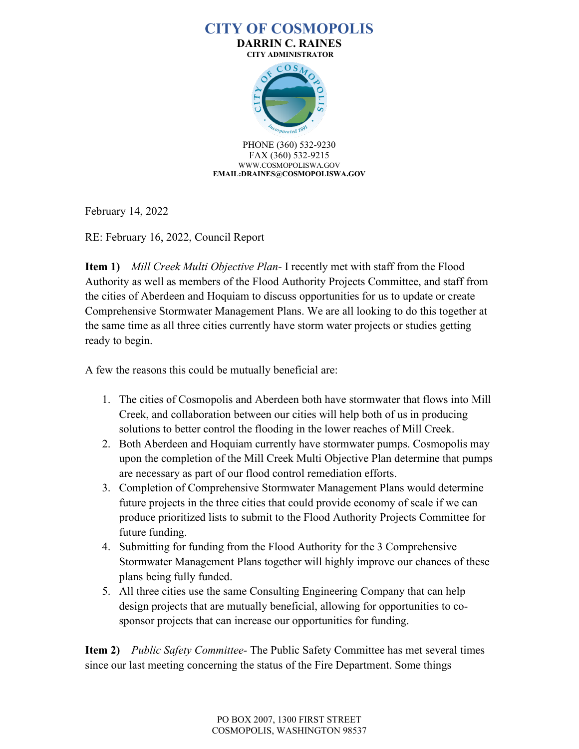# CITY OF COSMOPOLIS

**DARRIN C. RAINES**
**CITY ADMINISTRATOR**

PHONE (360) 532-9230
FAX (360) 532-9215
WWW.COSMOPOLISWA.GOV
**EMAIL:DRAINES@COSMOPOLISWA.GOV**

February 14, 2022

RE: February 16, 2022, Council Report

**Item 1)** *Mill Creek Multi Objective Plan-* I recently met with staff from the Flood Authority as well as members of the Flood Authority Projects Committee, and staff from the cities of Aberdeen and Hoquiam to discuss opportunities for us to update or create Comprehensive Stormwater Management Plans. We are all looking to do this together at the same time as all three cities currently have storm water projects or studies getting ready to begin.

A few the reasons this could be mutually beneficial are:

1. The cities of Cosmopolis and Aberdeen both have stormwater that flows into Mill Creek, and collaboration between our cities will help both of us in producing solutions to better control the flooding in the lower reaches of Mill Creek.
2. Both Aberdeen and Hoquiam currently have stormwater pumps. Cosmopolis may upon the completion of the Mill Creek Multi Objective Plan determine that pumps are necessary as part of our flood control remediation efforts.
3. Completion of Comprehensive Stormwater Management Plans would determine future projects in the three cities that could provide economy of scale if we can produce prioritized lists to submit to the Flood Authority Projects Committee for future funding.
4. Submitting for funding from the Flood Authority for the 3 Comprehensive Stormwater Management Plans together will highly improve our chances of these plans being fully funded.
5. All three cities use the same Consulting Engineering Company that can help design projects that are mutually beneficial, allowing for opportunities to co-sponsor projects that can increase our opportunities for funding.

**Item 2)** *Public Safety Committee-* The Public Safety Committee has met several times since our last meeting concerning the status of the Fire Department. Some things

PO BOX 2007, 1300 FIRST STREET
COSMOPOLIS, WASHINGTON 98537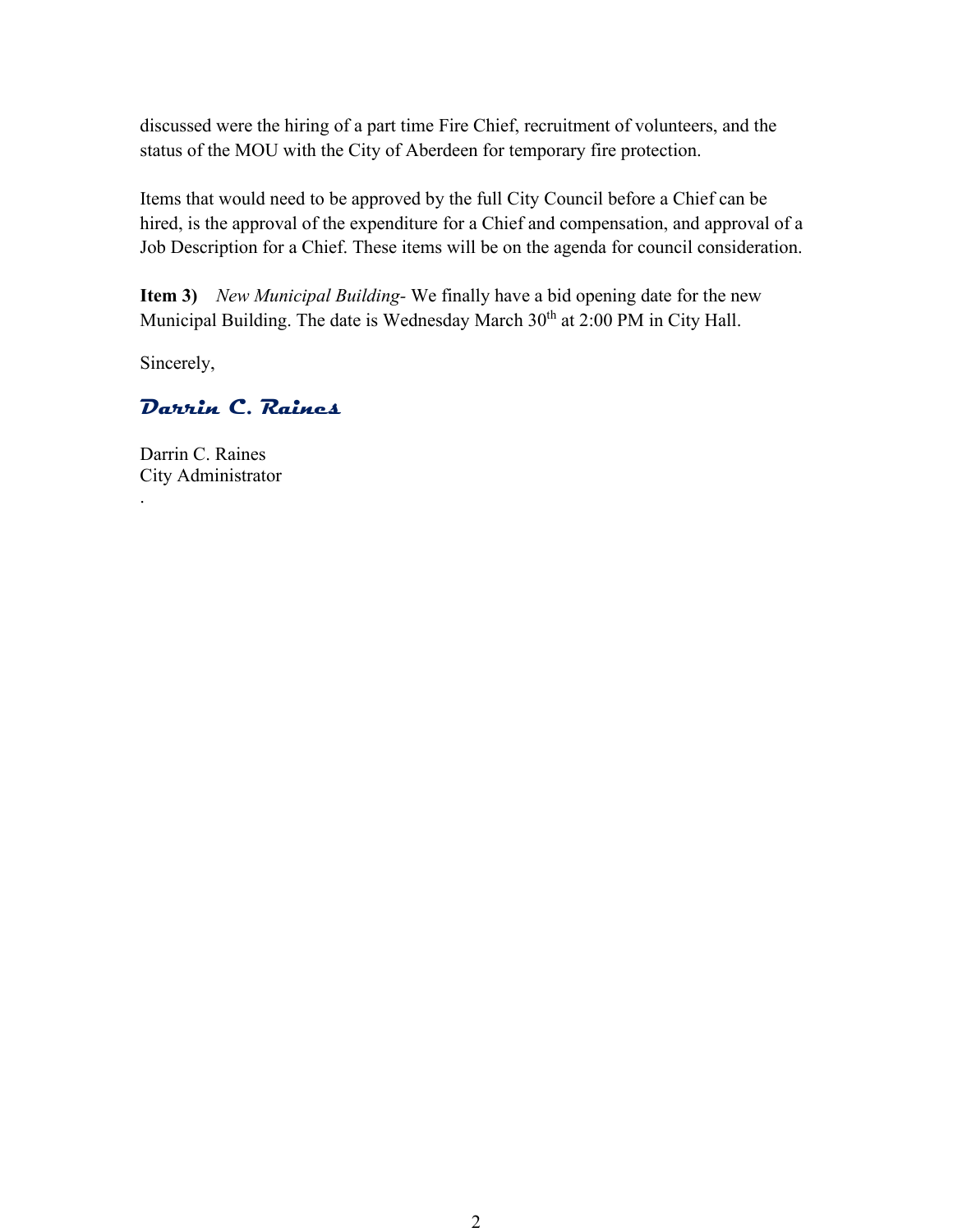discussed were the hiring of a part time Fire Chief, recruitment of volunteers, and the status of the MOU with the City of Aberdeen for temporary fire protection.

Items that would need to be approved by the full City Council before a Chief can be hired, is the approval of the expenditure for a Chief and compensation, and approval of a Job Description for a Chief. These items will be on the agenda for council consideration.

**Item 3)** *New Municipal Building*- We finally have a bid opening date for the new Municipal Building. The date is Wednesday March 30th at 2:00 PM in City Hall.

Sincerely,

***Darrin C. Raines***

Darrin C. Raines
City Administrator
.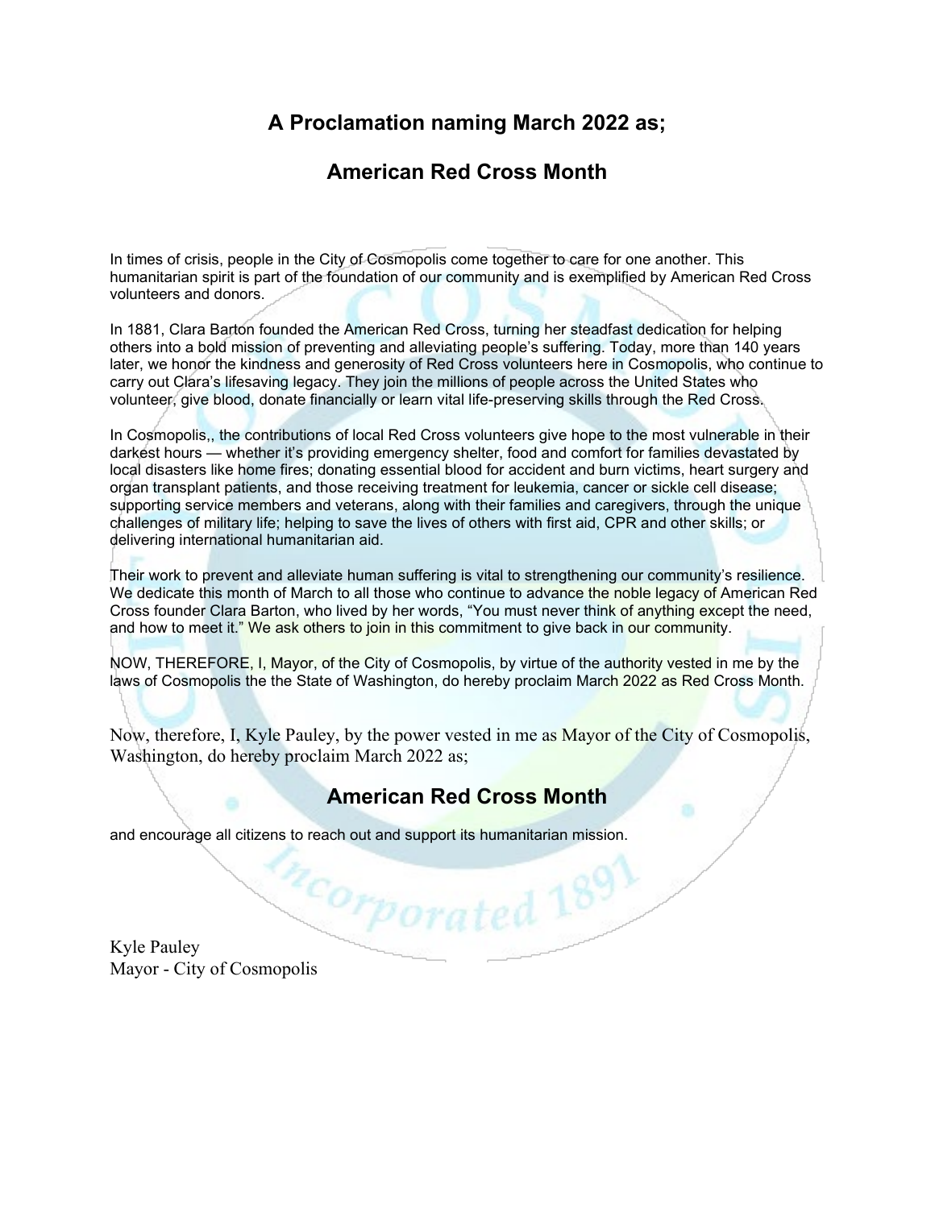# A Proclamation naming March 2022 as;

# American Red Cross Month

In times of crisis, people in the City of Cosmopolis come together to care for one another. This humanitarian spirit is part of the foundation of our community and is exemplified by American Red Cross volunteers and donors.

In 1881, Clara Barton founded the American Red Cross, turning her steadfast dedication for helping others into a bold mission of preventing and alleviating people's suffering. Today, more than 140 years later, we honor the kindness and generosity of Red Cross volunteers here in Cosmopolis, who continue to carry out Clara's lifesaving legacy. They join the millions of people across the United States who volunteer, give blood, donate financially or learn vital life-preserving skills through the Red Cross.

In Cosmopolis,, the contributions of local Red Cross volunteers give hope to the most vulnerable in their darkest hours — whether it's providing emergency shelter, food and comfort for families devastated by local disasters like home fires; donating essential blood for accident and burn victims, heart surgery and organ transplant patients, and those receiving treatment for leukemia, cancer or sickle cell disease; supporting service members and veterans, along with their families and caregivers, through the unique challenges of military life; helping to save the lives of others with first aid, CPR and other skills; or delivering international humanitarian aid.

Their work to prevent and alleviate human suffering is vital to strengthening our community's resilience. We dedicate this month of March to all those who continue to advance the noble legacy of American Red Cross founder Clara Barton, who lived by her words, "You must never think of anything except the need, and how to meet it." We ask others to join in this commitment to give back in our community.

NOW, THEREFORE, I, Mayor, of the City of Cosmopolis, by virtue of the authority vested in me by the laws of Cosmopolis the the State of Washington, do hereby proclaim March 2022 as Red Cross Month.

Now, therefore, I, Kyle Pauley, by the power vested in me as Mayor of the City of Cosmopolis, Washington, do hereby proclaim March 2022 as;

## American Red Cross Month

and encourage all citizens to reach out and support its humanitarian mission.

Kyle Pauley
Mayor - City of Cosmopolis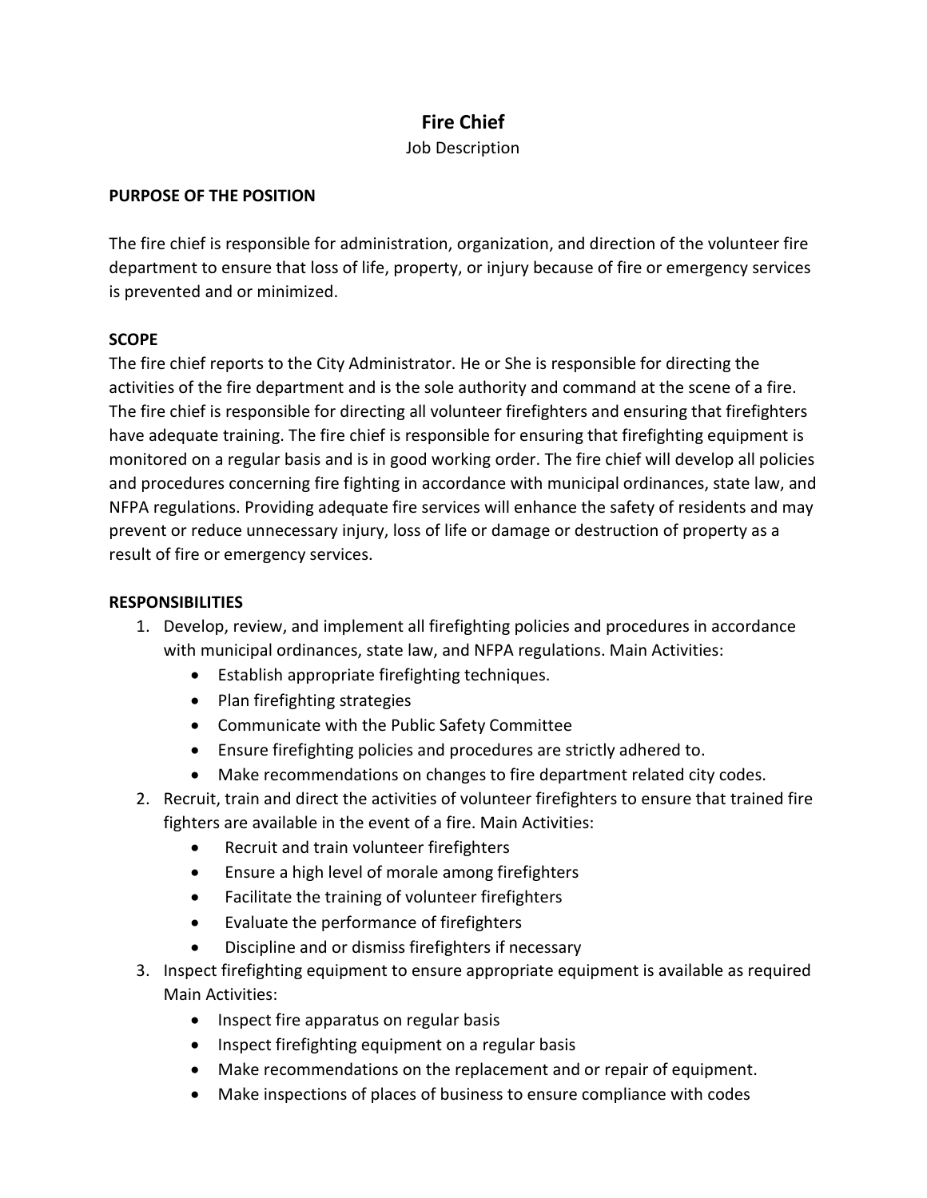# Fire Chief

Job Description

**PURPOSE OF THE POSITION**

The fire chief is responsible for administration, organization, and direction of the volunteer fire department to ensure that loss of life, property, or injury because of fire or emergency services is prevented and or minimized.

**SCOPE**

The fire chief reports to the City Administrator. He or She is responsible for directing the activities of the fire department and is the sole authority and command at the scene of a fire. The fire chief is responsible for directing all volunteer firefighters and ensuring that firefighters have adequate training. The fire chief is responsible for ensuring that firefighting equipment is monitored on a regular basis and is in good working order. The fire chief will develop all policies and procedures concerning fire fighting in accordance with municipal ordinances, state law, and NFPA regulations. Providing adequate fire services will enhance the safety of residents and may prevent or reduce unnecessary injury, loss of life or damage or destruction of property as a result of fire or emergency services.

**RESPONSIBILITIES**

1. Develop, review, and implement all firefighting policies and procedures in accordance with municipal ordinances, state law, and NFPA regulations. Main Activities:
   - Establish appropriate firefighting techniques.
   - Plan firefighting strategies
   - Communicate with the Public Safety Committee
   - Ensure firefighting policies and procedures are strictly adhered to.
   - Make recommendations on changes to fire department related city codes.
2. Recruit, train and direct the activities of volunteer firefighters to ensure that trained fire fighters are available in the event of a fire. Main Activities:
   - Recruit and train volunteer firefighters
   - Ensure a high level of morale among firefighters
   - Facilitate the training of volunteer firefighters
   - Evaluate the performance of firefighters
   - Discipline and or dismiss firefighters if necessary
3. Inspect firefighting equipment to ensure appropriate equipment is available as required Main Activities:
   - Inspect fire apparatus on regular basis
   - Inspect firefighting equipment on a regular basis
   - Make recommendations on the replacement and or repair of equipment.
   - Make inspections of places of business to ensure compliance with codes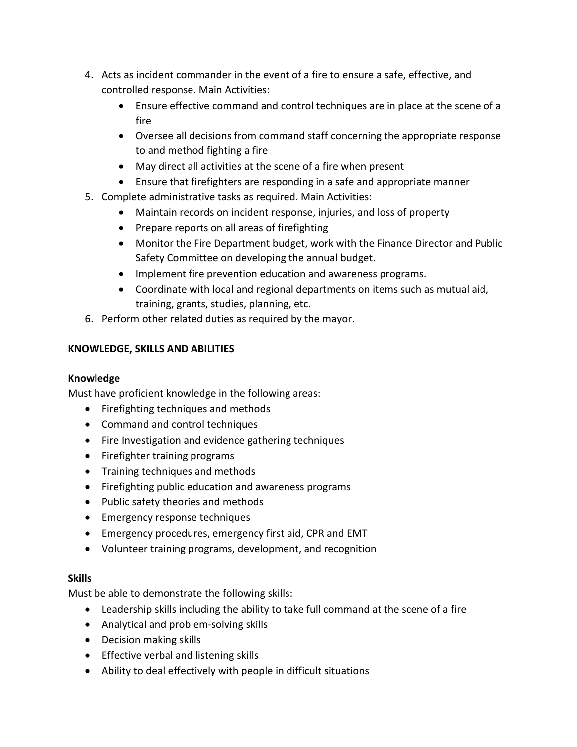4. Acts as incident commander in the event of a fire to ensure a safe, effective, and controlled response. Main Activities:
    - Ensure effective command and control techniques are in place at the scene of a fire
    - Oversee all decisions from command staff concerning the appropriate response to and method fighting a fire
    - May direct all activities at the scene of a fire when present
    - Ensure that firefighters are responding in a safe and appropriate manner
5. Complete administrative tasks as required. Main Activities:
    - Maintain records on incident response, injuries, and loss of property
    - Prepare reports on all areas of firefighting
    - Monitor the Fire Department budget, work with the Finance Director and Public Safety Committee on developing the annual budget.
    - Implement fire prevention education and awareness programs.
    - Coordinate with local and regional departments on items such as mutual aid, training, grants, studies, planning, etc.
6. Perform other related duties as required by the mayor.

**KNOWLEDGE, SKILLS AND ABILITIES**

**Knowledge**

Must have proficient knowledge in the following areas:

- Firefighting techniques and methods
- Command and control techniques
- Fire Investigation and evidence gathering techniques
- Firefighter training programs
- Training techniques and methods
- Firefighting public education and awareness programs
- Public safety theories and methods
- Emergency response techniques
- Emergency procedures, emergency first aid, CPR and EMT
- Volunteer training programs, development, and recognition

**Skills**

Must be able to demonstrate the following skills:

- Leadership skills including the ability to take full command at the scene of a fire
- Analytical and problem-solving skills
- Decision making skills
- Effective verbal and listening skills
- Ability to deal effectively with people in difficult situations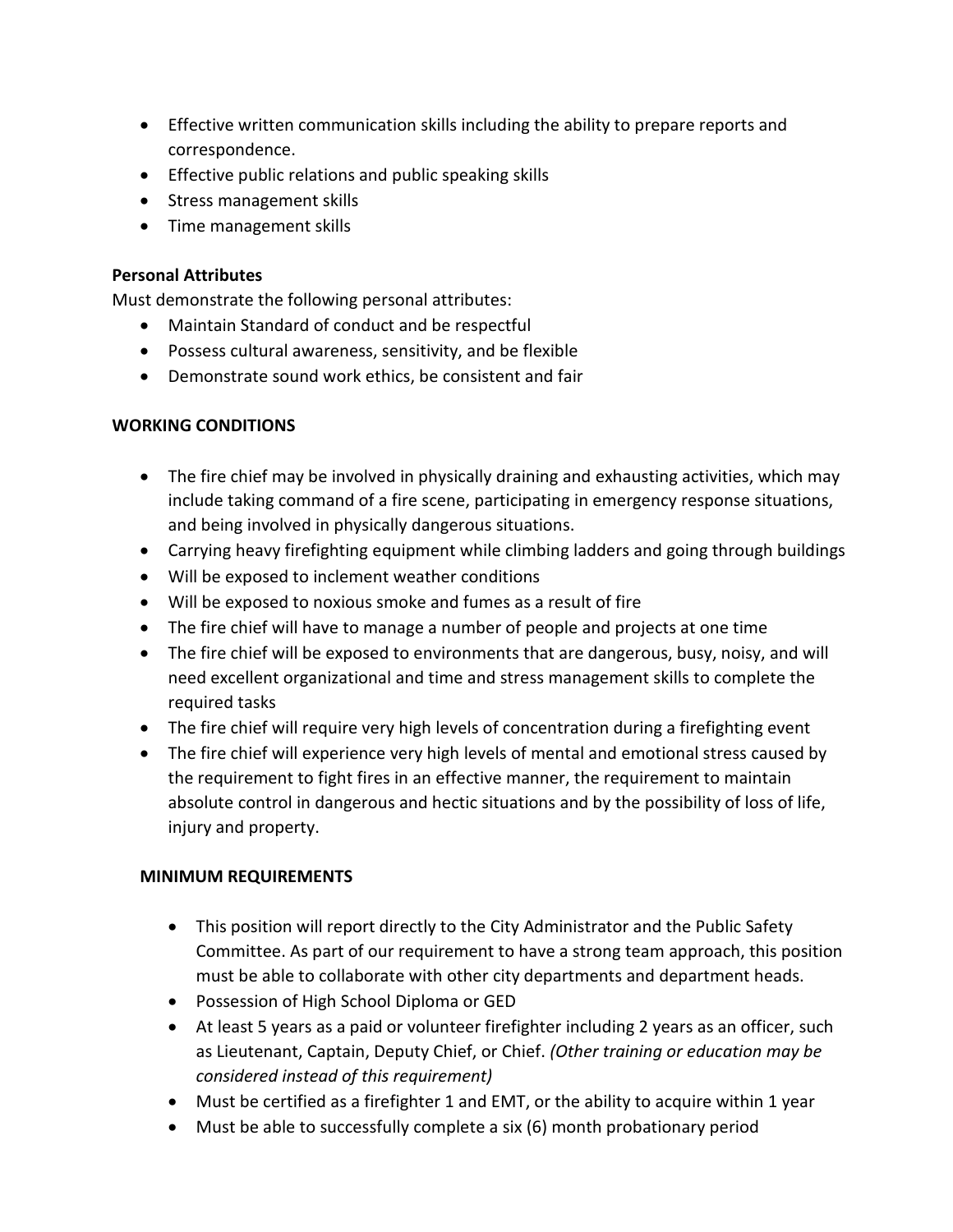- Effective written communication skills including the ability to prepare reports and correspondence.
- Effective public relations and public speaking skills
- Stress management skills
- Time management skills

**Personal Attributes**

Must demonstrate the following personal attributes:

- Maintain Standard of conduct and be respectful
- Possess cultural awareness, sensitivity, and be flexible
- Demonstrate sound work ethics, be consistent and fair

**WORKING CONDITIONS**

- The fire chief may be involved in physically draining and exhausting activities, which may include taking command of a fire scene, participating in emergency response situations, and being involved in physically dangerous situations.
- Carrying heavy firefighting equipment while climbing ladders and going through buildings
- Will be exposed to inclement weather conditions
- Will be exposed to noxious smoke and fumes as a result of fire
- The fire chief will have to manage a number of people and projects at one time
- The fire chief will be exposed to environments that are dangerous, busy, noisy, and will need excellent organizational and time and stress management skills to complete the required tasks
- The fire chief will require very high levels of concentration during a firefighting event
- The fire chief will experience very high levels of mental and emotional stress caused by the requirement to fight fires in an effective manner, the requirement to maintain absolute control in dangerous and hectic situations and by the possibility of loss of life, injury and property.

**MINIMUM REQUIREMENTS**

- This position will report directly to the City Administrator and the Public Safety Committee. As part of our requirement to have a strong team approach, this position must be able to collaborate with other city departments and department heads.
- Possession of High School Diploma or GED
- At least 5 years as a paid or volunteer firefighter including 2 years as an officer, such as Lieutenant, Captain, Deputy Chief, or Chief. *(Other training or education may be considered instead of this requirement)*
- Must be certified as a firefighter 1 and EMT, or the ability to acquire within 1 year
- Must be able to successfully complete a six (6) month probationary period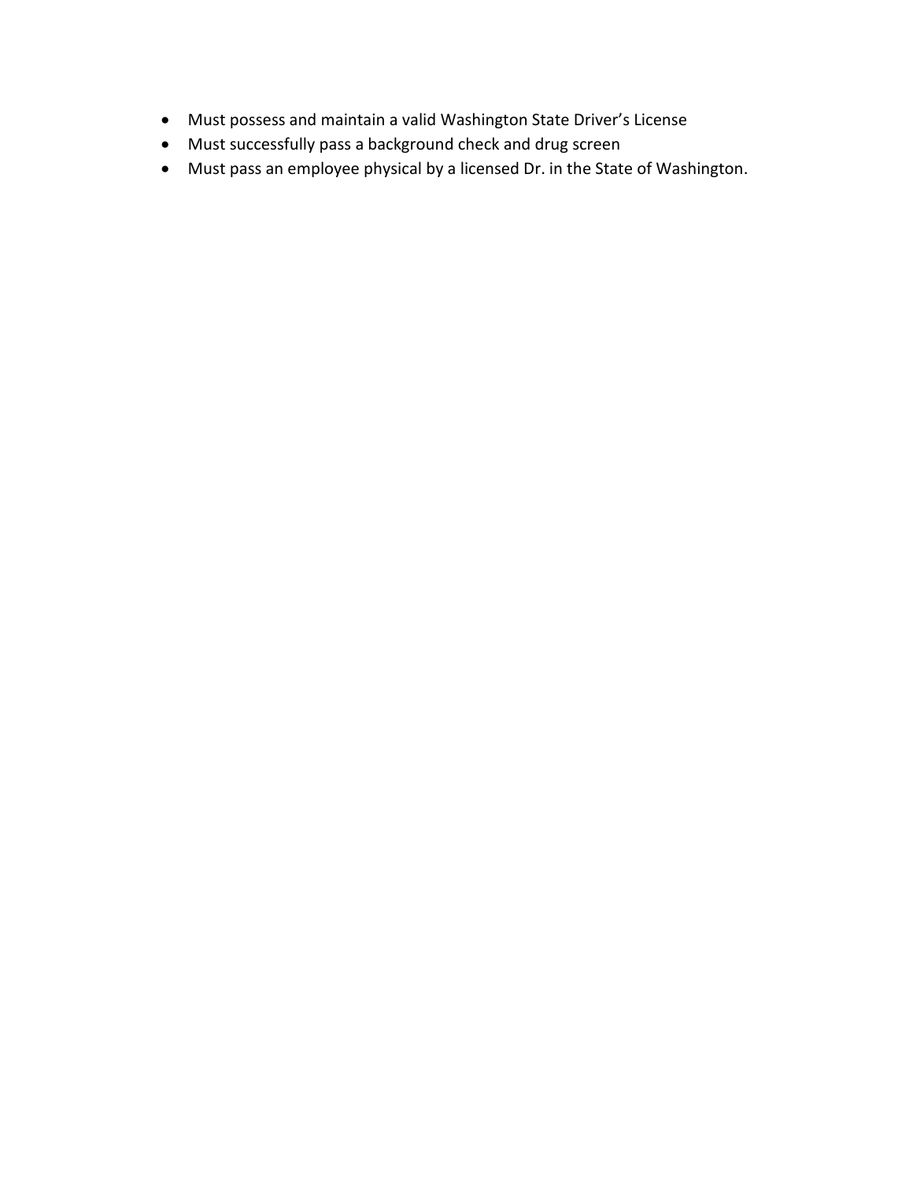- Must possess and maintain a valid Washington State Driver's License
- Must successfully pass a background check and drug screen
- Must pass an employee physical by a licensed Dr. in the State of Washington.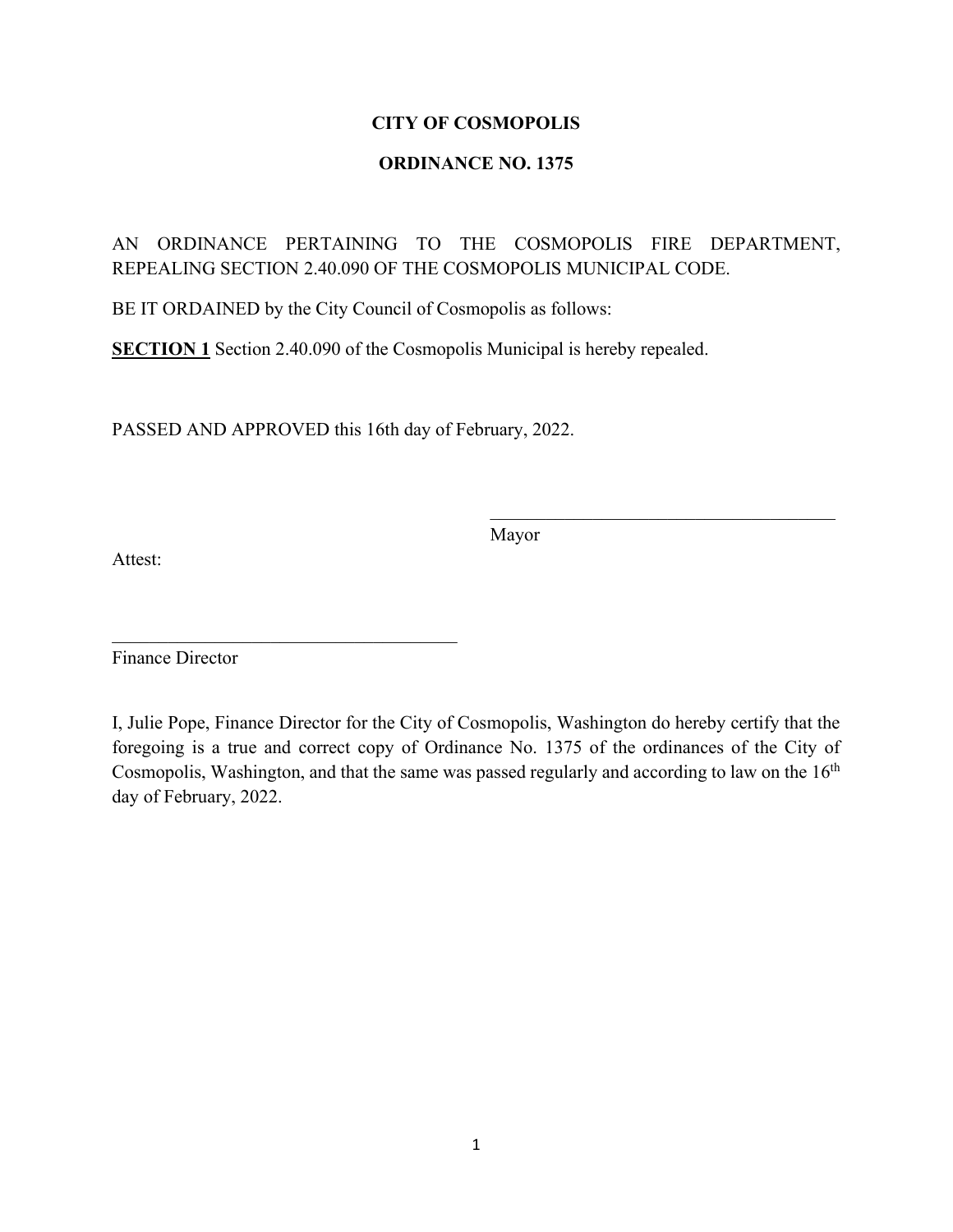**CITY OF COSMOPOLIS**

**ORDINANCE NO. 1375**

AN ORDINANCE PERTAINING TO THE COSMOPOLIS FIRE DEPARTMENT, REPEALING SECTION 2.40.090 OF THE COSMOPOLIS MUNICIPAL CODE.

BE IT ORDAINED by the City Council of Cosmopolis as follows:

**SECTION 1** Section 2.40.090 of the Cosmopolis Municipal is hereby repealed.

PASSED AND APPROVED this 16th day of February, 2022.

\_\_\_\_\_\_\_\_\_\_\_\_\_\_\_\_\_\_\_\_\_\_\_\_\_\_\_\_\_\_\_\_\_\_\_\_\_\_
Mayor

Attest:

\_\_\_\_\_\_\_\_\_\_\_\_\_\_\_\_\_\_\_\_\_\_\_\_\_\_\_\_\_\_\_\_\_\_\_\_\_\_
Finance Director

I, Julie Pope, Finance Director for the City of Cosmopolis, Washington do hereby certify that the foregoing is a true and correct copy of Ordinance No. 1375 of the ordinances of the City of Cosmopolis, Washington, and that the same was passed regularly and according to law on the 16th day of February, 2022.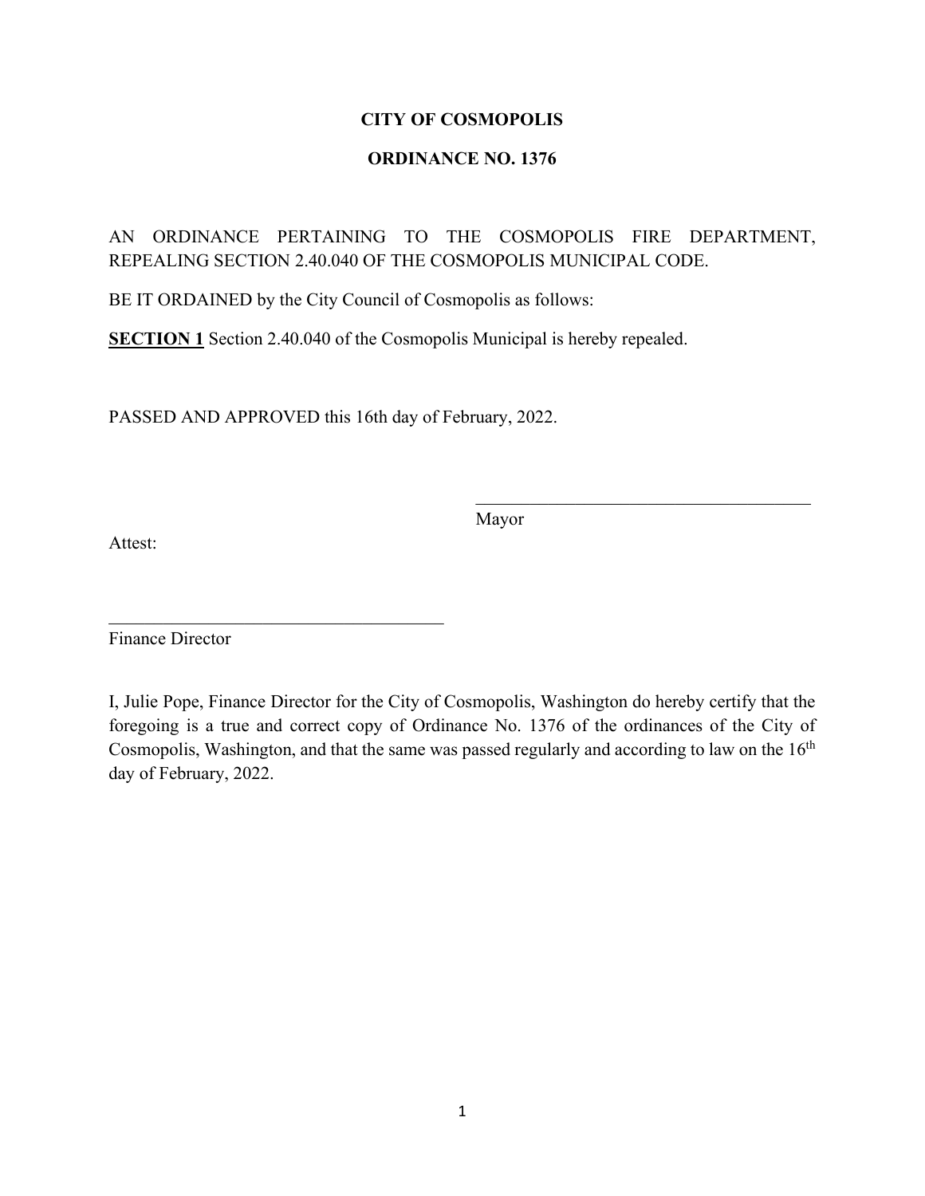**CITY OF COSMOPOLIS**

**ORDINANCE NO. 1376**

AN ORDINANCE PERTAINING TO THE COSMOPOLIS FIRE DEPARTMENT, REPEALING SECTION 2.40.040 OF THE COSMOPOLIS MUNICIPAL CODE.

BE IT ORDAINED by the City Council of Cosmopolis as follows:

**SECTION 1** Section 2.40.040 of the Cosmopolis Municipal is hereby repealed.

PASSED AND APPROVED this 16th day of February, 2022.

\_\_\_\_\_\_\_\_\_\_\_\_\_\_\_\_\_\_\_\_\_\_\_\_\_\_\_\_\_\_\_\_\_\_\_\_\_\_\_
Mayor

Attest:

\_\_\_\_\_\_\_\_\_\_\_\_\_\_\_\_\_\_\_\_\_\_\_\_\_\_\_\_\_\_\_\_\_\_\_\_\_\_\_
Finance Director

I, Julie Pope, Finance Director for the City of Cosmopolis, Washington do hereby certify that the foregoing is a true and correct copy of Ordinance No. 1376 of the ordinances of the City of Cosmopolis, Washington, and that the same was passed regularly and according to law on the 16th day of February, 2022.